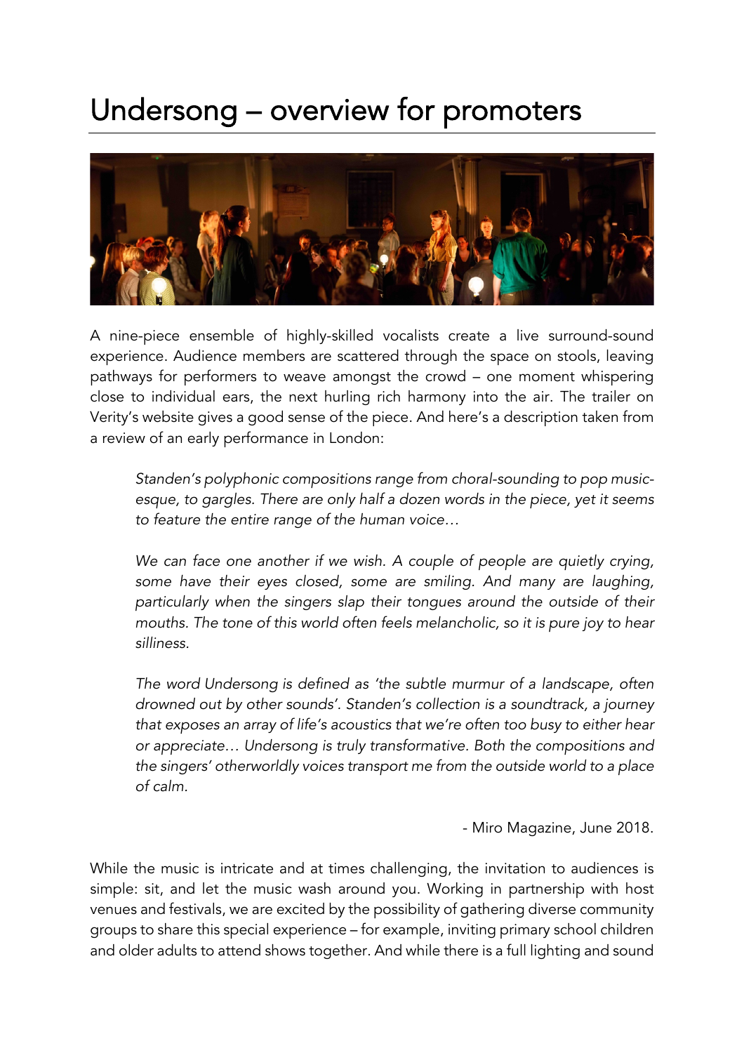# Undersong – overview for promoters

A nine-piece ensemble of highly-skilled vocalists create a live surround-sound experience. Audience members are scattered through the space on stools, leaving pathways for performers to weave amongst the crowd – one moment whispering close to individual ears, the next hurling rich harmony into the air. The trailer on Verity's website gives a good sense of the piece. And here's a description taken from a review of an early performance in London:

> *Standen's polyphonic compositions range from choral-sounding to pop music-esque, to gargles. There are only half a dozen words in the piece, yet it seems to feature the entire range of the human voice…*
>
> *We can face one another if we wish. A couple of people are quietly crying, some have their eyes closed, some are smiling. And many are laughing, particularly when the singers slap their tongues around the outside of their mouths. The tone of this world often feels melancholic, so it is pure joy to hear silliness.*
>
> *The word Undersong is defined as 'the subtle murmur of a landscape, often drowned out by other sounds'. Standen's collection is a soundtrack, a journey that exposes an array of life's acoustics that we're often too busy to either hear or appreciate… Undersong is truly transformative. Both the compositions and the singers' otherworldly voices transport me from the outside world to a place of calm.*
>
> \- Miro Magazine, June 2018.

While the music is intricate and at times challenging, the invitation to audiences is simple: sit, and let the music wash around you. Working in partnership with host venues and festivals, we are excited by the possibility of gathering diverse community groups to share this special experience – for example, inviting primary school children and older adults to attend shows together. And while there is a full lighting and sound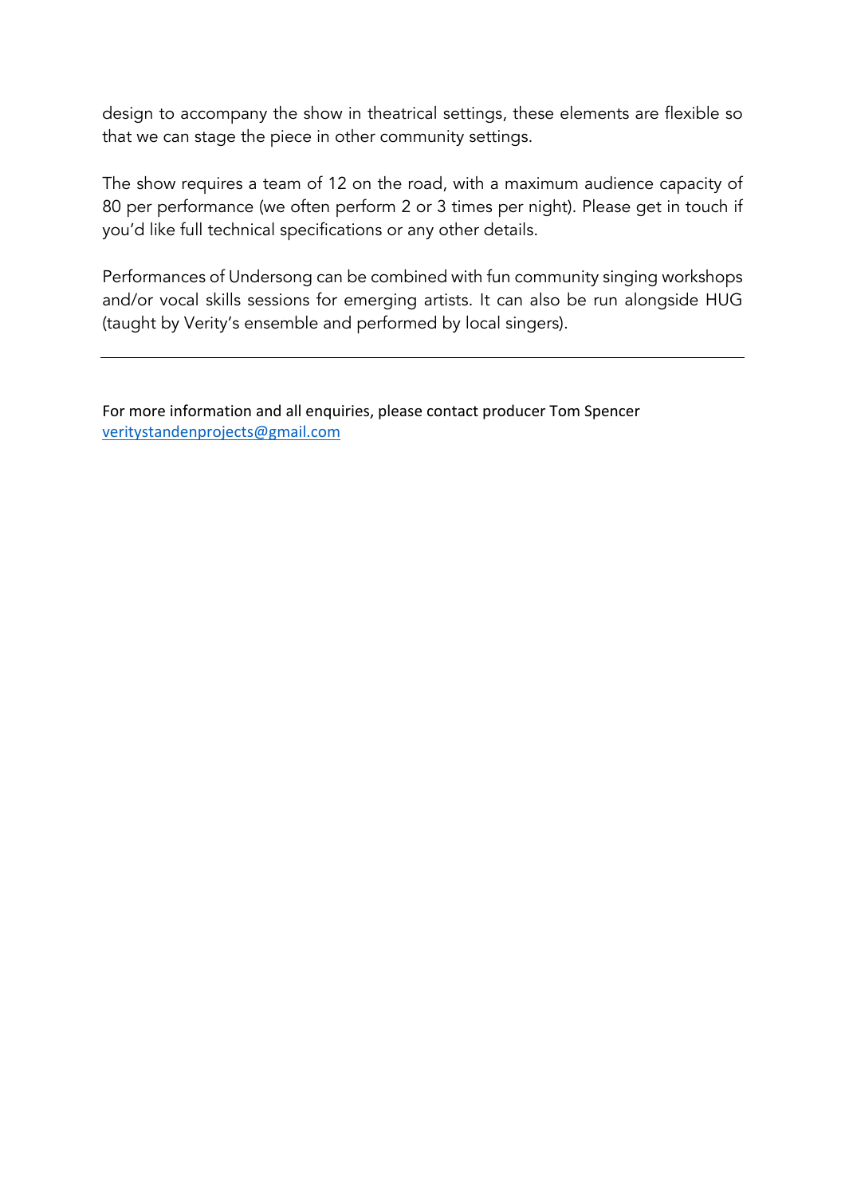design to accompany the show in theatrical settings, these elements are flexible so that we can stage the piece in other community settings.

The show requires a team of 12 on the road, with a maximum audience capacity of 80 per performance (we often perform 2 or 3 times per night). Please get in touch if you'd like full technical specifications or any other details.

Performances of Undersong can be combined with fun community singing workshops and/or vocal skills sessions for emerging artists. It can also be run alongside HUG (taught by Verity's ensemble and performed by local singers).

---

For more information and all enquiries, please contact producer Tom Spencer
veritystandenprojects@gmail.com